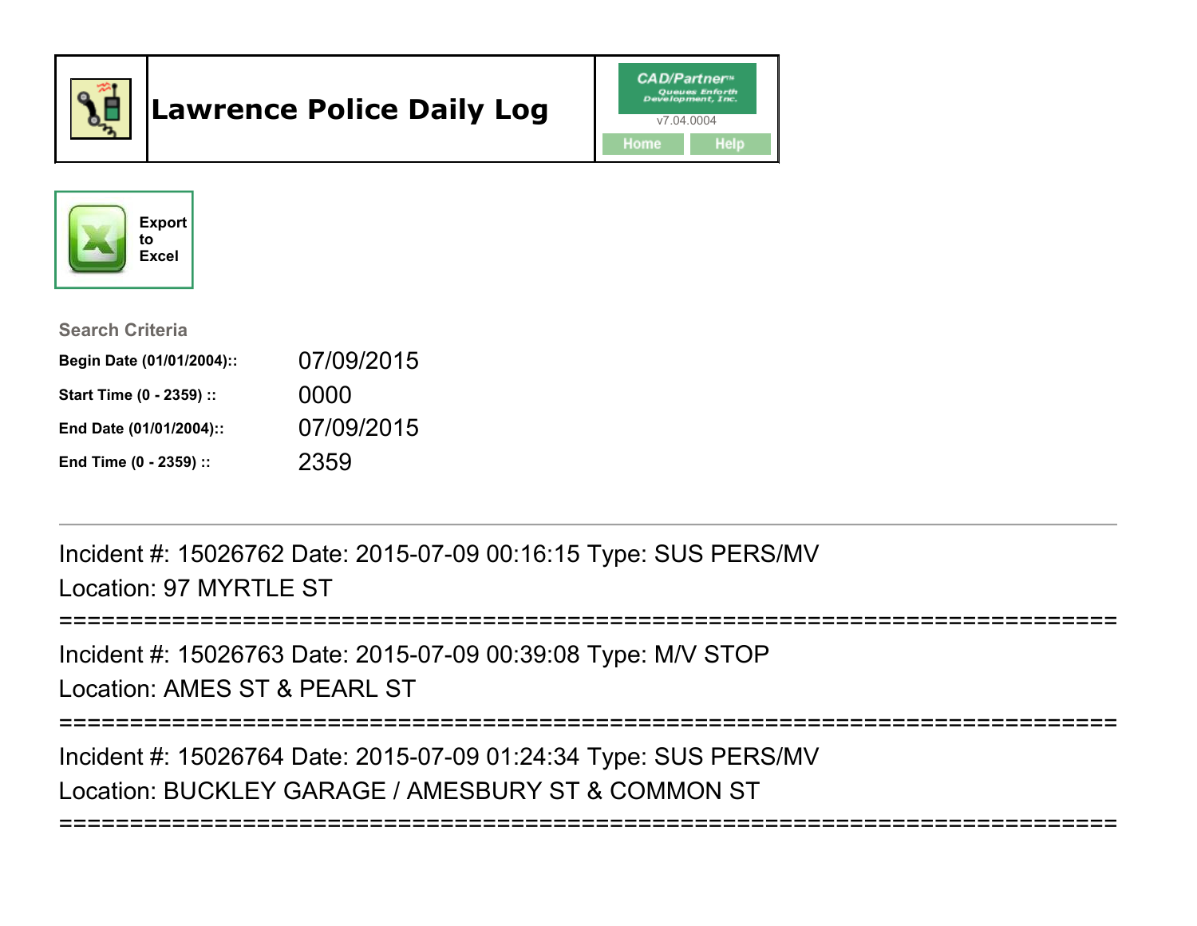# Lawrence Police Daily Log

CAD/Partner™
Queues Enforth Development, Inc.
v7.04.0004

Home | Help

Export to Excel

**Search Criteria**

| | |
|---|---|
| **Begin Date (01/01/2004)::** | 07/09/2015 |
| **Start Time (0 - 2359) ::** | 0000 |
| **End Date (01/01/2004)::** | 07/09/2015 |
| **End Time (0 - 2359) ::** | 2359 |

---

Incident #: 15026762 Date: 2015-07-09 00:16:15 Type: SUS PERS/MV
Location: 97 MYRTLE ST

===========================================================================

Incident #: 15026763 Date: 2015-07-09 00:39:08 Type: M/V STOP
Location: AMES ST & PEARL ST

===========================================================================

Incident #: 15026764 Date: 2015-07-09 01:24:34 Type: SUS PERS/MV
Location: BUCKLEY GARAGE / AMESBURY ST & COMMON ST

===========================================================================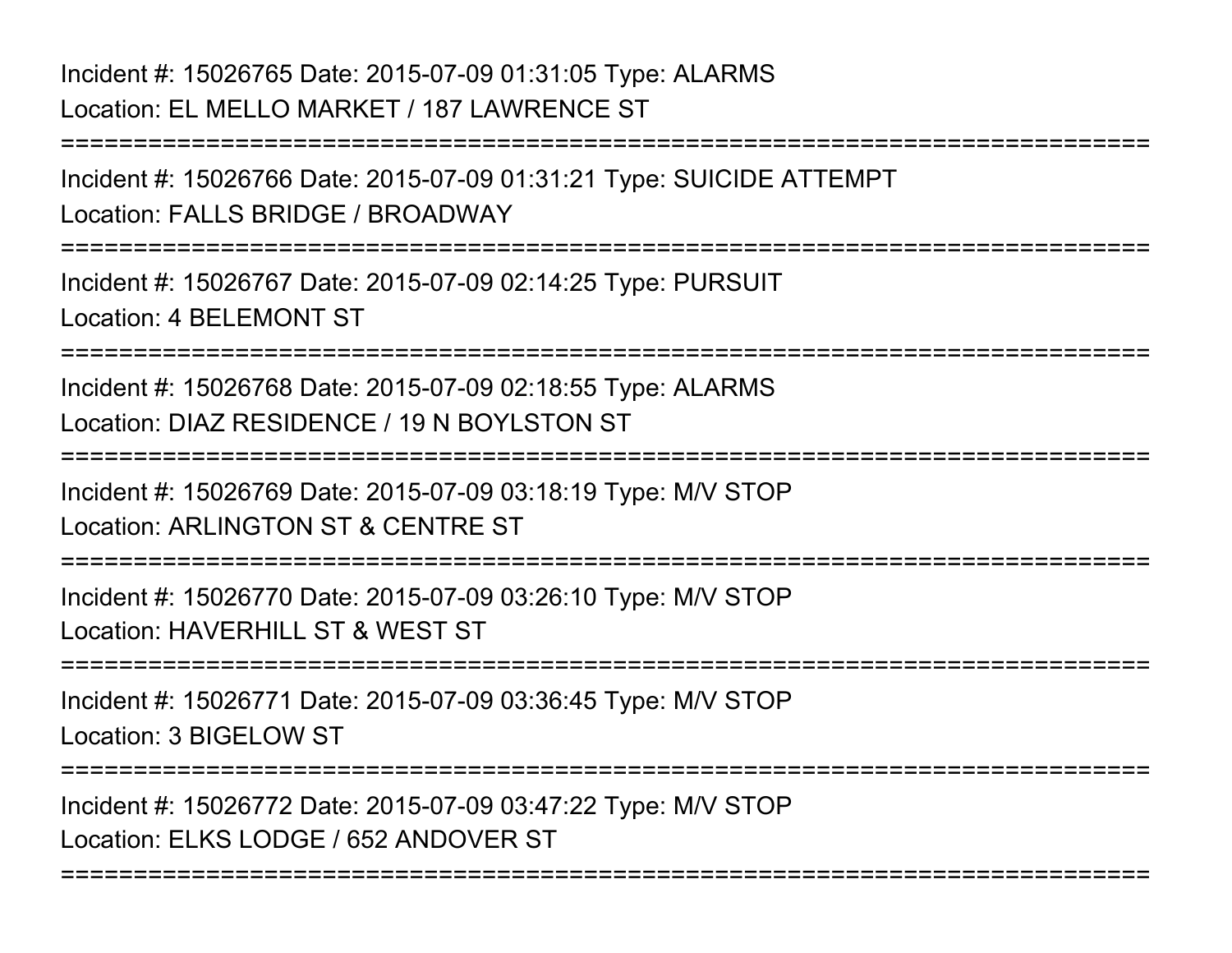Incident #: 15026765 Date: 2015-07-09 01:31:05 Type: ALARMS
Location: EL MELLO MARKET / 187 LAWRENCE ST

===========================================================================

Incident #: 15026766 Date: 2015-07-09 01:31:21 Type: SUICIDE ATTEMPT
Location: FALLS BRIDGE / BROADWAY

===========================================================================

Incident #: 15026767 Date: 2015-07-09 02:14:25 Type: PURSUIT
Location: 4 BELEMONT ST

===========================================================================

Incident #: 15026768 Date: 2015-07-09 02:18:55 Type: ALARMS
Location: DIAZ RESIDENCE / 19 N BOYLSTON ST

===========================================================================

Incident #: 15026769 Date: 2015-07-09 03:18:19 Type: M/V STOP
Location: ARLINGTON ST & CENTRE ST

===========================================================================

Incident #: 15026770 Date: 2015-07-09 03:26:10 Type: M/V STOP
Location: HAVERHILL ST & WEST ST

===========================================================================

Incident #: 15026771 Date: 2015-07-09 03:36:45 Type: M/V STOP
Location: 3 BIGELOW ST

===========================================================================

Incident #: 15026772 Date: 2015-07-09 03:47:22 Type: M/V STOP
Location: ELKS LODGE / 652 ANDOVER ST

===========================================================================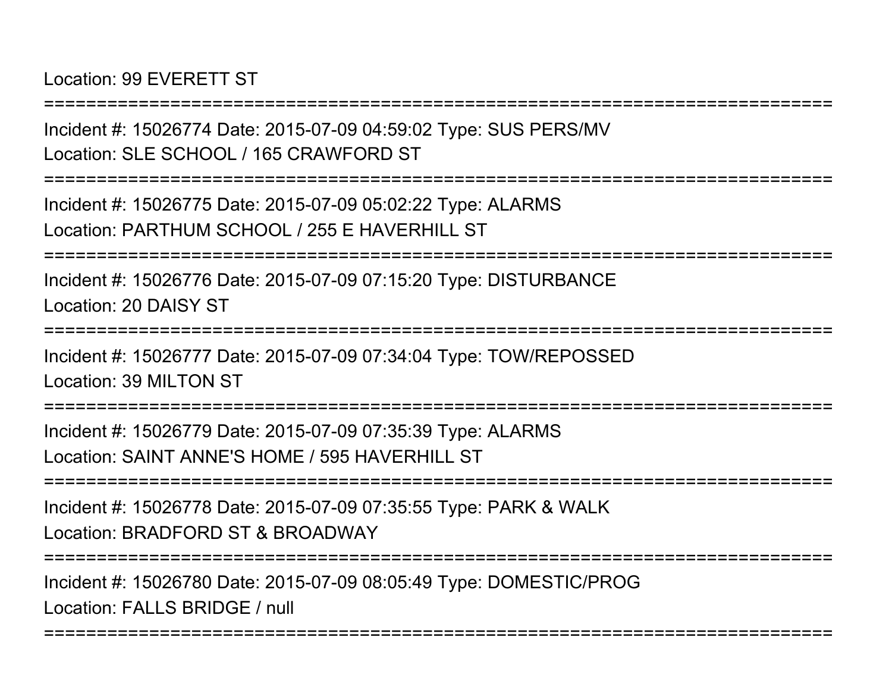Location: 99 EVERETT ST

===========================================================================

Incident #: 15026774 Date: 2015-07-09 04:59:02 Type: SUS PERS/MV

Location: SLE SCHOOL / 165 CRAWFORD ST

===========================================================================

Incident #: 15026775 Date: 2015-07-09 05:02:22 Type: ALARMS

Location: PARTHUM SCHOOL / 255 E HAVERHILL ST

===========================================================================

Incident #: 15026776 Date: 2015-07-09 07:15:20 Type: DISTURBANCE

Location: 20 DAISY ST

===========================================================================

Incident #: 15026777 Date: 2015-07-09 07:34:04 Type: TOW/REPOSSED

Location: 39 MILTON ST

===========================================================================

Incident #: 15026779 Date: 2015-07-09 07:35:39 Type: ALARMS

Location: SAINT ANNE'S HOME / 595 HAVERHILL ST

===========================================================================

Incident #: 15026778 Date: 2015-07-09 07:35:55 Type: PARK & WALK

Location: BRADFORD ST & BROADWAY

===========================================================================

Incident #: 15026780 Date: 2015-07-09 08:05:49 Type: DOMESTIC/PROG

Location: FALLS BRIDGE / null

===========================================================================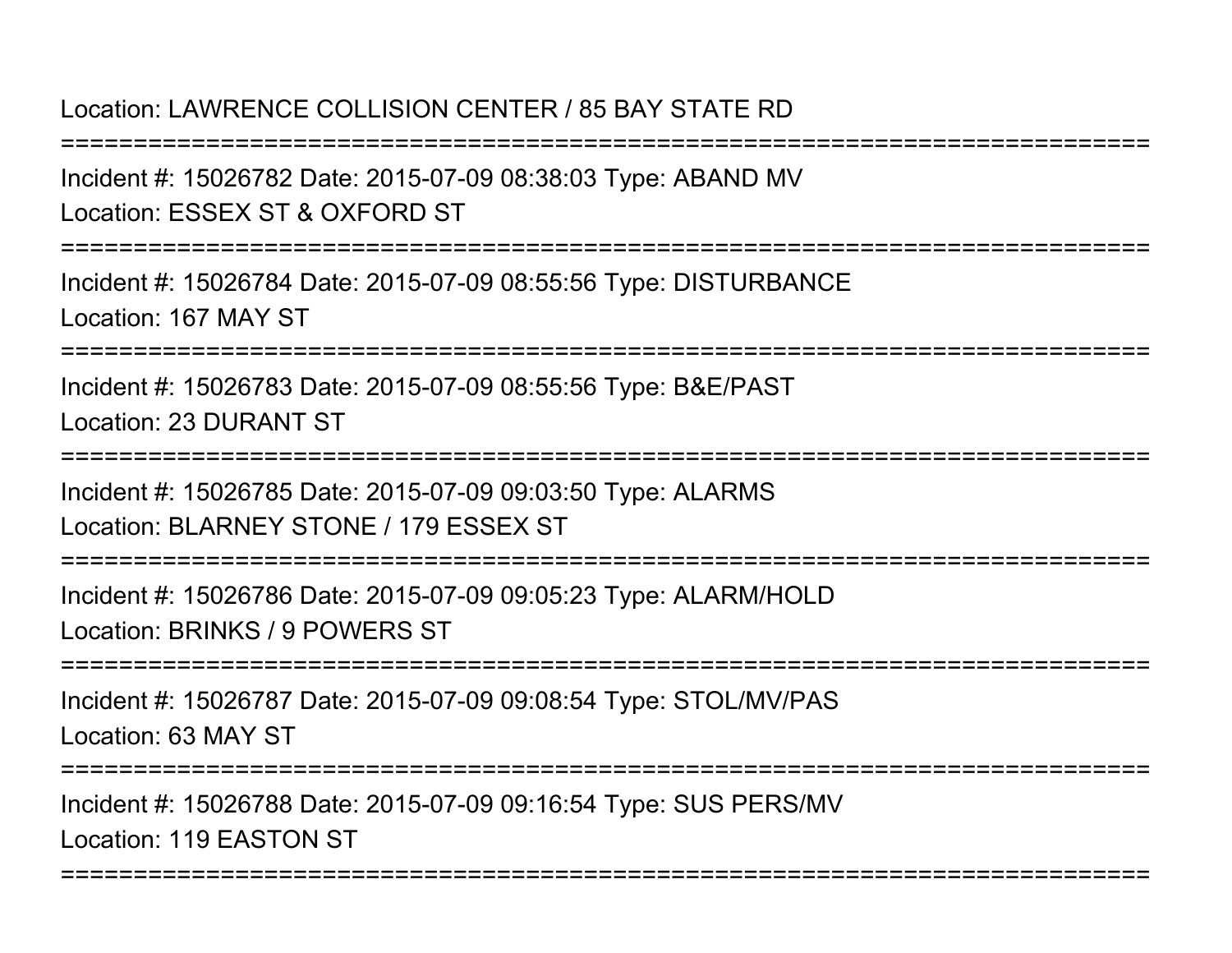Location: LAWRENCE COLLISION CENTER / 85 BAY STATE RD

===========================================================================

Incident #: 15026782 Date: 2015-07-09 08:38:03 Type: ABAND MV

Location: ESSEX ST & OXFORD ST

===========================================================================

Incident #: 15026784 Date: 2015-07-09 08:55:56 Type: DISTURBANCE

Location: 167 MAY ST

===========================================================================

Incident #: 15026783 Date: 2015-07-09 08:55:56 Type: B&E/PAST

Location: 23 DURANT ST

===========================================================================

Incident #: 15026785 Date: 2015-07-09 09:03:50 Type: ALARMS

Location: BLARNEY STONE / 179 ESSEX ST

===========================================================================

Incident #: 15026786 Date: 2015-07-09 09:05:23 Type: ALARM/HOLD

Location: BRINKS / 9 POWERS ST

===========================================================================

Incident #: 15026787 Date: 2015-07-09 09:08:54 Type: STOL/MV/PAS

Location: 63 MAY ST

===========================================================================

Incident #: 15026788 Date: 2015-07-09 09:16:54 Type: SUS PERS/MV

Location: 119 EASTON ST

===========================================================================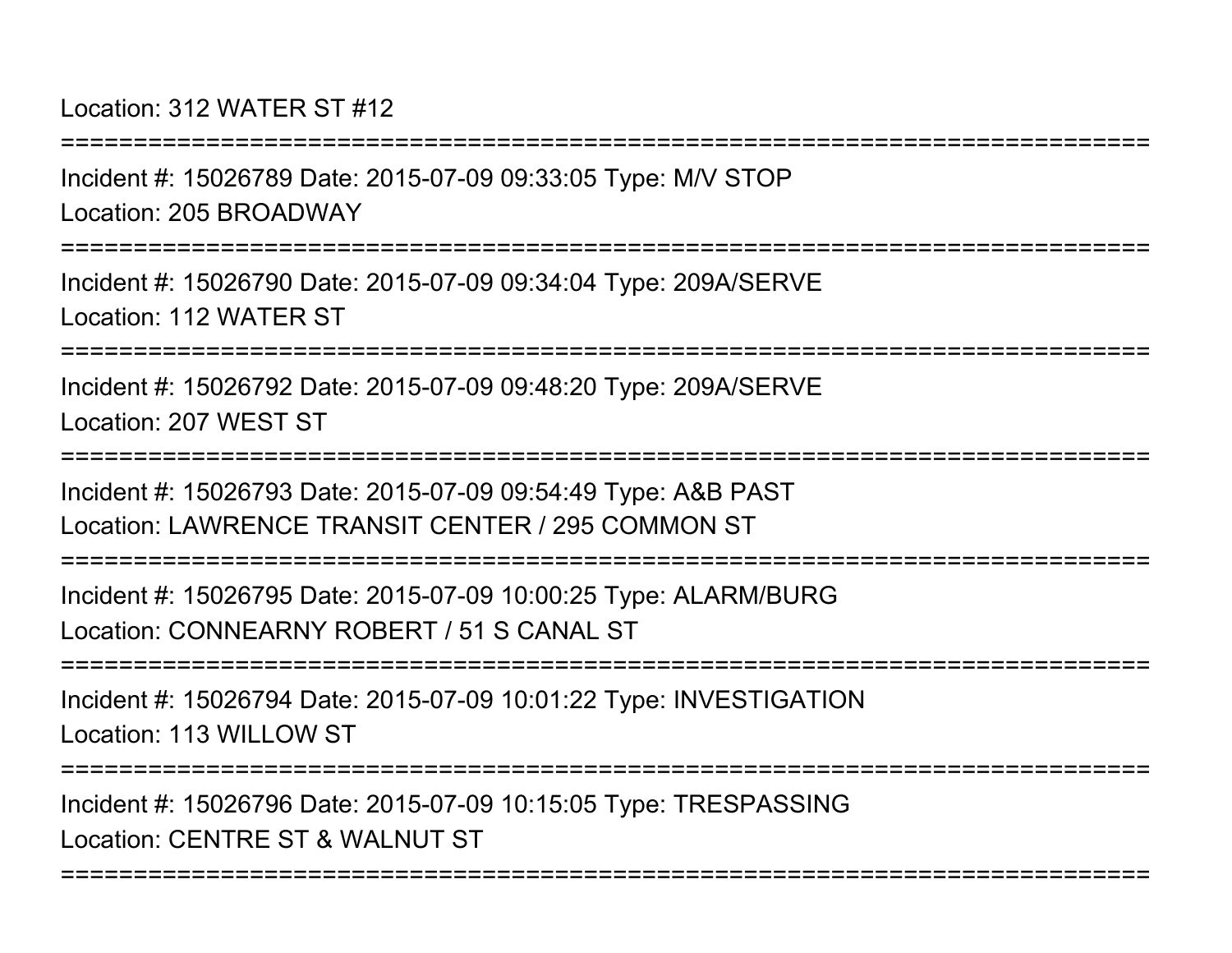Location: 312 WATER ST #12

===========================================================================

Incident #: 15026789 Date: 2015-07-09 09:33:05 Type: M/V STOP

Location: 205 BROADWAY

===========================================================================

Incident #: 15026790 Date: 2015-07-09 09:34:04 Type: 209A/SERVE

Location: 112 WATER ST

===========================================================================

Incident #: 15026792 Date: 2015-07-09 09:48:20 Type: 209A/SERVE

Location: 207 WEST ST

===========================================================================

Incident #: 15026793 Date: 2015-07-09 09:54:49 Type: A&B PAST

Location: LAWRENCE TRANSIT CENTER / 295 COMMON ST

===========================================================================

Incident #: 15026795 Date: 2015-07-09 10:00:25 Type: ALARM/BURG

Location: CONNEARNY ROBERT / 51 S CANAL ST

===========================================================================

Incident #: 15026794 Date: 2015-07-09 10:01:22 Type: INVESTIGATION

Location: 113 WILLOW ST

===========================================================================

Incident #: 15026796 Date: 2015-07-09 10:15:05 Type: TRESPASSING

Location: CENTRE ST & WALNUT ST

===========================================================================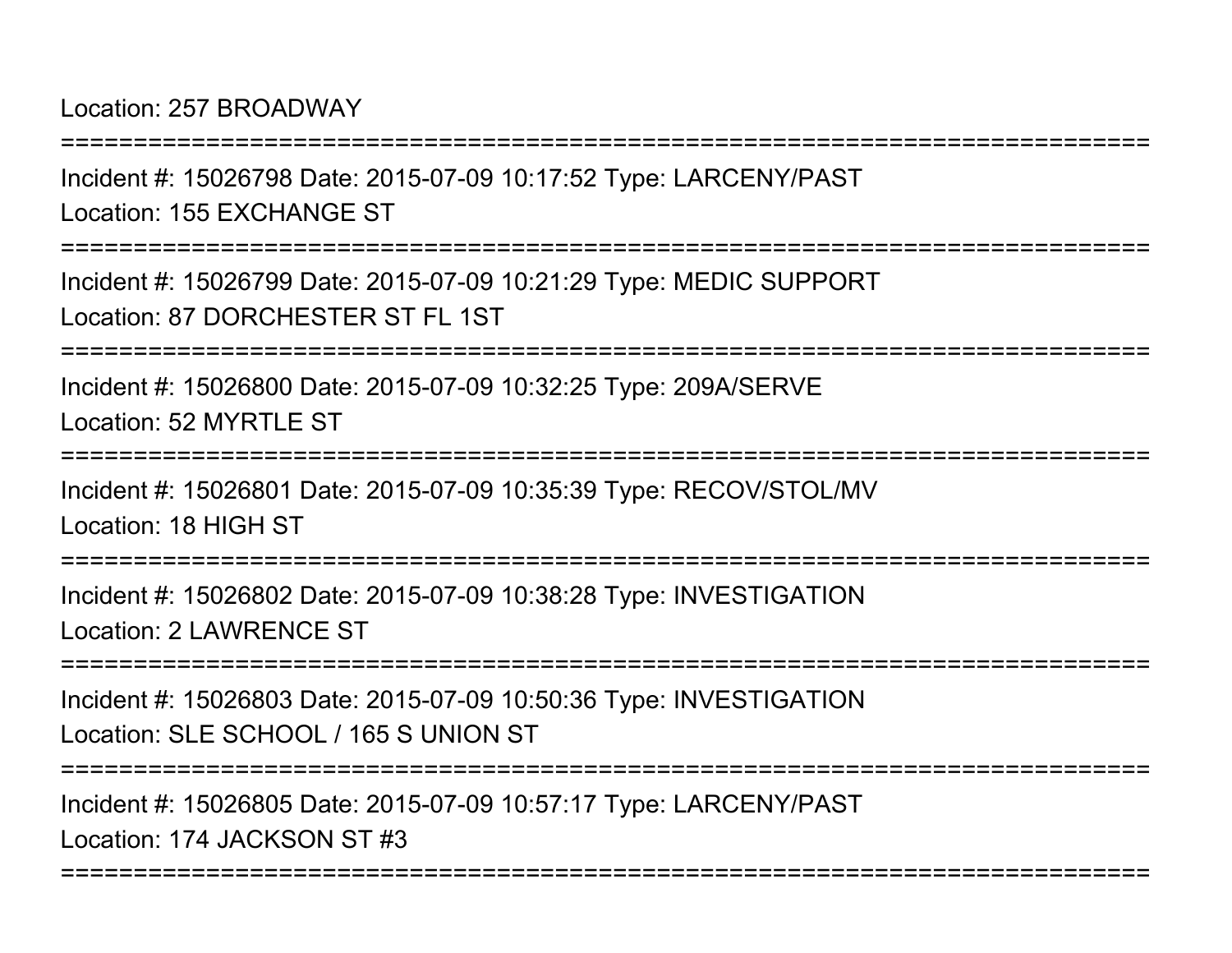Location: 257 BROADWAY

===========================================================================

Incident #: 15026798 Date: 2015-07-09 10:17:52 Type: LARCENY/PAST

Location: 155 EXCHANGE ST

===========================================================================

Incident #: 15026799 Date: 2015-07-09 10:21:29 Type: MEDIC SUPPORT

Location: 87 DORCHESTER ST FL 1ST

===========================================================================

Incident #: 15026800 Date: 2015-07-09 10:32:25 Type: 209A/SERVE

Location: 52 MYRTLE ST

===========================================================================

Incident #: 15026801 Date: 2015-07-09 10:35:39 Type: RECOV/STOL/MV

Location: 18 HIGH ST

===========================================================================

Incident #: 15026802 Date: 2015-07-09 10:38:28 Type: INVESTIGATION

Location: 2 LAWRENCE ST

===========================================================================

Incident #: 15026803 Date: 2015-07-09 10:50:36 Type: INVESTIGATION

Location: SLE SCHOOL / 165 S UNION ST

===========================================================================

Incident #: 15026805 Date: 2015-07-09 10:57:17 Type: LARCENY/PAST

Location: 174 JACKSON ST #3

===========================================================================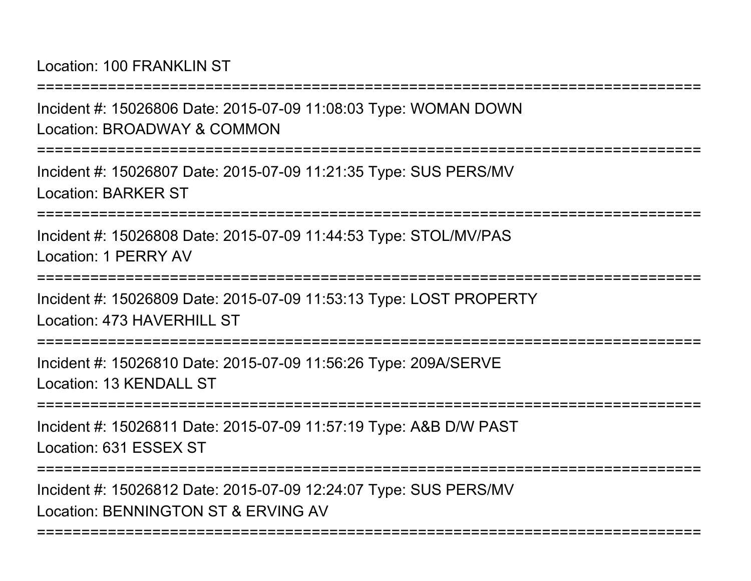Location: 100 FRANKLIN ST

===========================================================================

Incident #: 15026806 Date: 2015-07-09 11:08:03 Type: WOMAN DOWN
Location: BROADWAY & COMMON

===========================================================================

Incident #: 15026807 Date: 2015-07-09 11:21:35 Type: SUS PERS/MV
Location: BARKER ST

===========================================================================

Incident #: 15026808 Date: 2015-07-09 11:44:53 Type: STOL/MV/PAS
Location: 1 PERRY AV

===========================================================================

Incident #: 15026809 Date: 2015-07-09 11:53:13 Type: LOST PROPERTY
Location: 473 HAVERHILL ST

===========================================================================

Incident #: 15026810 Date: 2015-07-09 11:56:26 Type: 209A/SERVE
Location: 13 KENDALL ST

===========================================================================

Incident #: 15026811 Date: 2015-07-09 11:57:19 Type: A&B D/W PAST
Location: 631 ESSEX ST

===========================================================================

Incident #: 15026812 Date: 2015-07-09 12:24:07 Type: SUS PERS/MV
Location: BENNINGTON ST & ERVING AV

===========================================================================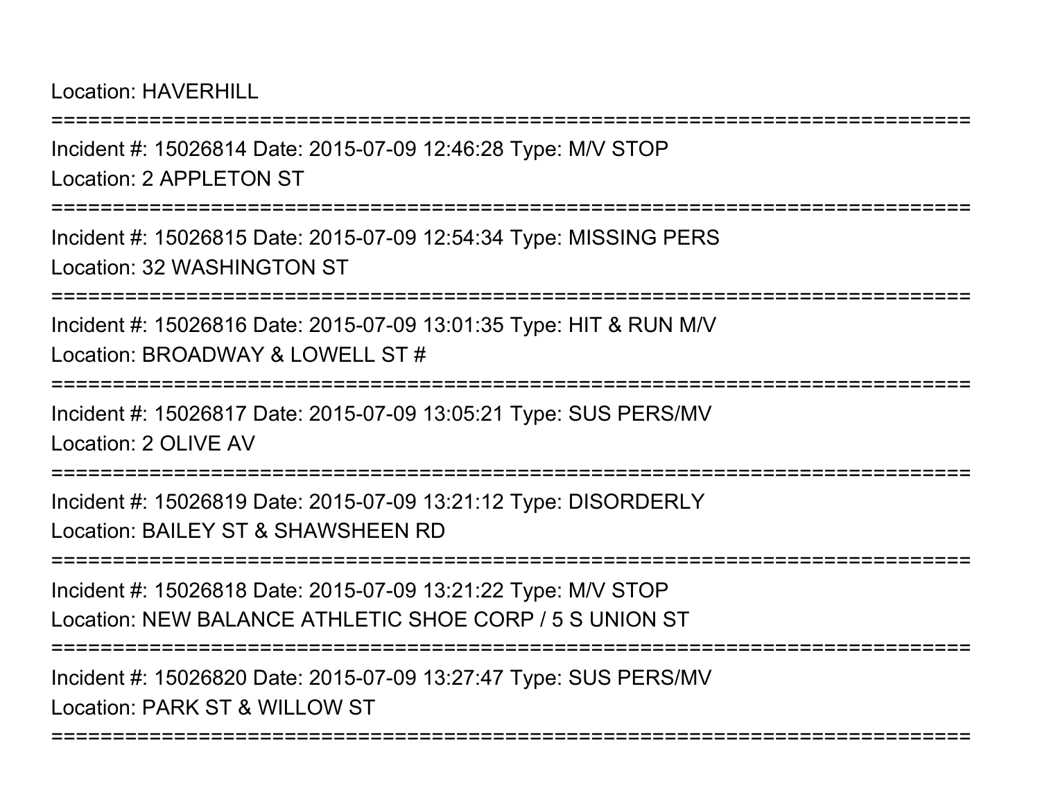Location: HAVERHILL

===========================================================================

Incident #: 15026814 Date: 2015-07-09 12:46:28 Type: M/V STOP

Location: 2 APPLETON ST

===========================================================================

Incident #: 15026815 Date: 2015-07-09 12:54:34 Type: MISSING PERS

Location: 32 WASHINGTON ST

===========================================================================

Incident #: 15026816 Date: 2015-07-09 13:01:35 Type: HIT & RUN M/V

Location: BROADWAY & LOWELL ST #

===========================================================================

Incident #: 15026817 Date: 2015-07-09 13:05:21 Type: SUS PERS/MV

Location: 2 OLIVE AV

===========================================================================

Incident #: 15026819 Date: 2015-07-09 13:21:12 Type: DISORDERLY

Location: BAILEY ST & SHAWSHEEN RD

===========================================================================

Incident #: 15026818 Date: 2015-07-09 13:21:22 Type: M/V STOP

Location: NEW BALANCE ATHLETIC SHOE CORP / 5 S UNION ST

===========================================================================

Incident #: 15026820 Date: 2015-07-09 13:27:47 Type: SUS PERS/MV

Location: PARK ST & WILLOW ST

===========================================================================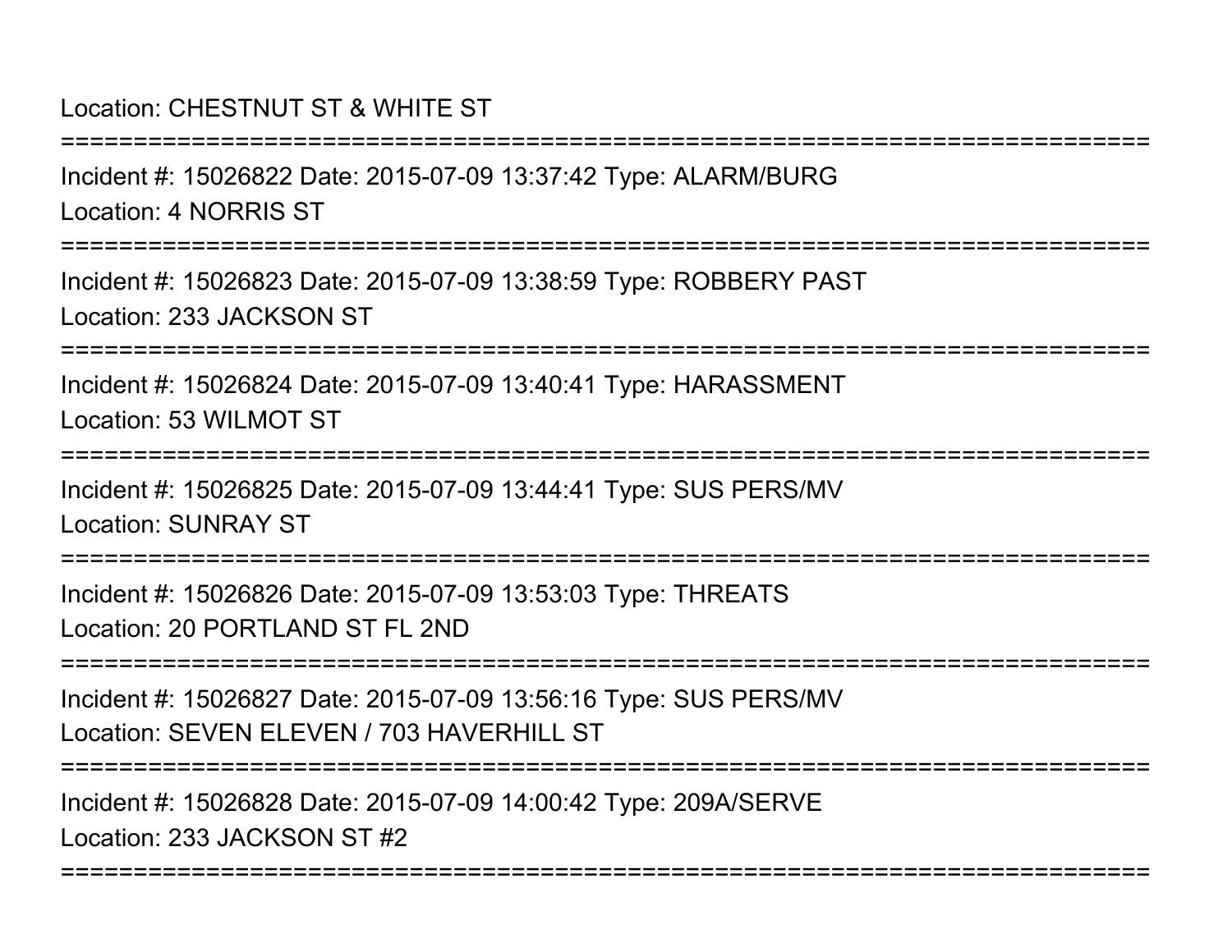Location: CHESTNUT ST & WHITE ST

===========================================================================

Incident #: 15026822 Date: 2015-07-09 13:37:42 Type: ALARM/BURG

Location: 4 NORRIS ST

===========================================================================

Incident #: 15026823 Date: 2015-07-09 13:38:59 Type: ROBBERY PAST

Location: 233 JACKSON ST

===========================================================================

Incident #: 15026824 Date: 2015-07-09 13:40:41 Type: HARASSMENT

Location: 53 WILMOT ST

===========================================================================

Incident #: 15026825 Date: 2015-07-09 13:44:41 Type: SUS PERS/MV

Location: SUNRAY ST

===========================================================================

Incident #: 15026826 Date: 2015-07-09 13:53:03 Type: THREATS

Location: 20 PORTLAND ST FL 2ND

===========================================================================

Incident #: 15026827 Date: 2015-07-09 13:56:16 Type: SUS PERS/MV

Location: SEVEN ELEVEN / 703 HAVERHILL ST

===========================================================================

Incident #: 15026828 Date: 2015-07-09 14:00:42 Type: 209A/SERVE

Location: 233 JACKSON ST #2

===========================================================================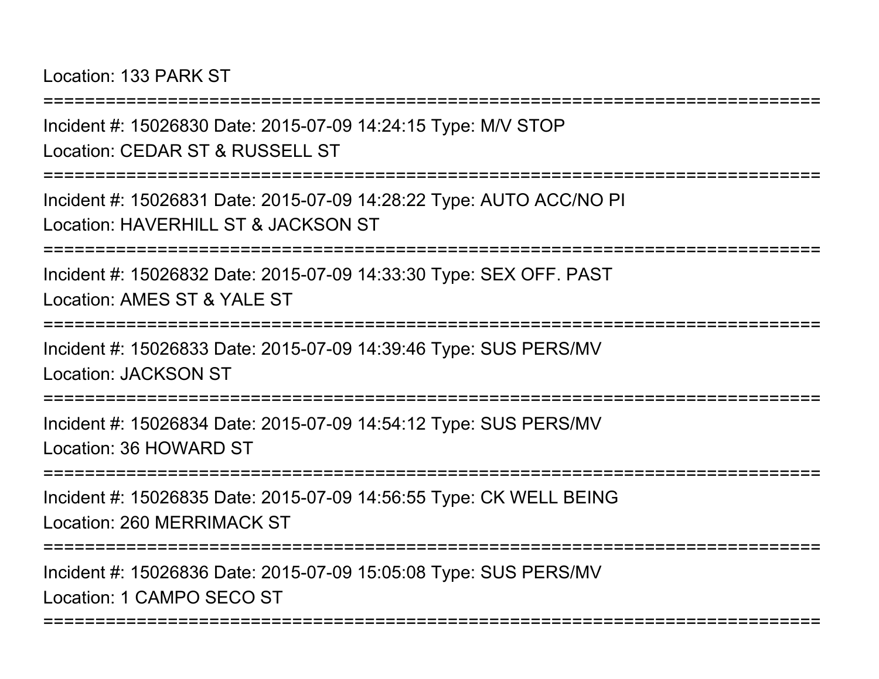Location: 133 PARK ST

===========================================================================

Incident #: 15026830 Date: 2015-07-09 14:24:15 Type: M/V STOP

Location: CEDAR ST & RUSSELL ST

===========================================================================

Incident #: 15026831 Date: 2015-07-09 14:28:22 Type: AUTO ACC/NO PI

Location: HAVERHILL ST & JACKSON ST

===========================================================================

Incident #: 15026832 Date: 2015-07-09 14:33:30 Type: SEX OFF. PAST

Location: AMES ST & YALE ST

===========================================================================

Incident #: 15026833 Date: 2015-07-09 14:39:46 Type: SUS PERS/MV

Location: JACKSON ST

===========================================================================

Incident #: 15026834 Date: 2015-07-09 14:54:12 Type: SUS PERS/MV

Location: 36 HOWARD ST

===========================================================================

Incident #: 15026835 Date: 2015-07-09 14:56:55 Type: CK WELL BEING

Location: 260 MERRIMACK ST

===========================================================================

Incident #: 15026836 Date: 2015-07-09 15:05:08 Type: SUS PERS/MV

Location: 1 CAMPO SECO ST

===========================================================================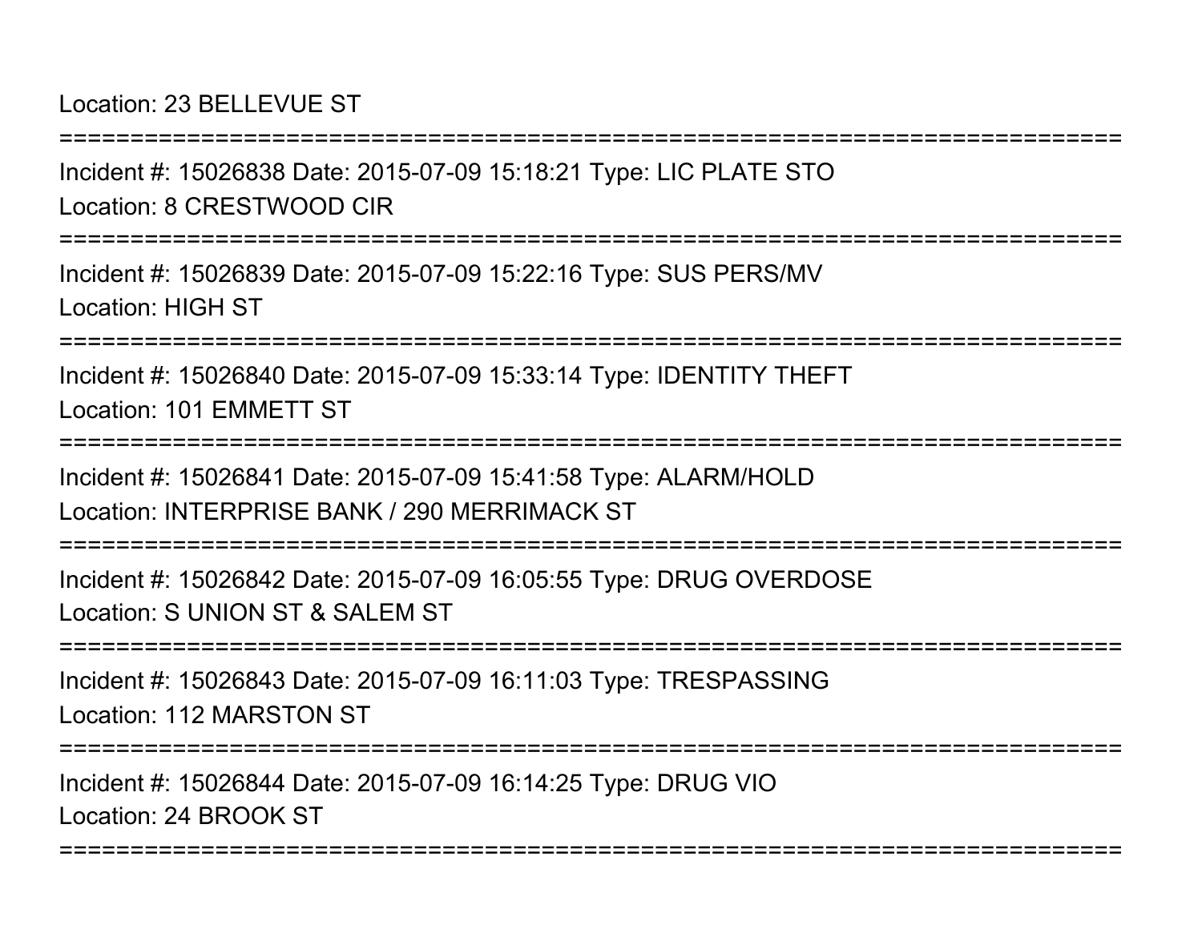Location: 23 BELLEVUE ST

===========================================================================

Incident #: 15026838 Date: 2015-07-09 15:18:21 Type: LIC PLATE STO

Location: 8 CRESTWOOD CIR

===========================================================================

Incident #: 15026839 Date: 2015-07-09 15:22:16 Type: SUS PERS/MV

Location: HIGH ST

===========================================================================

Incident #: 15026840 Date: 2015-07-09 15:33:14 Type: IDENTITY THEFT

Location: 101 EMMETT ST

===========================================================================

Incident #: 15026841 Date: 2015-07-09 15:41:58 Type: ALARM/HOLD

Location: INTERPRISE BANK / 290 MERRIMACK ST

===========================================================================

Incident #: 15026842 Date: 2015-07-09 16:05:55 Type: DRUG OVERDOSE

Location: S UNION ST & SALEM ST

===========================================================================

Incident #: 15026843 Date: 2015-07-09 16:11:03 Type: TRESPASSING

Location: 112 MARSTON ST

===========================================================================

Incident #: 15026844 Date: 2015-07-09 16:14:25 Type: DRUG VIO

Location: 24 BROOK ST

===========================================================================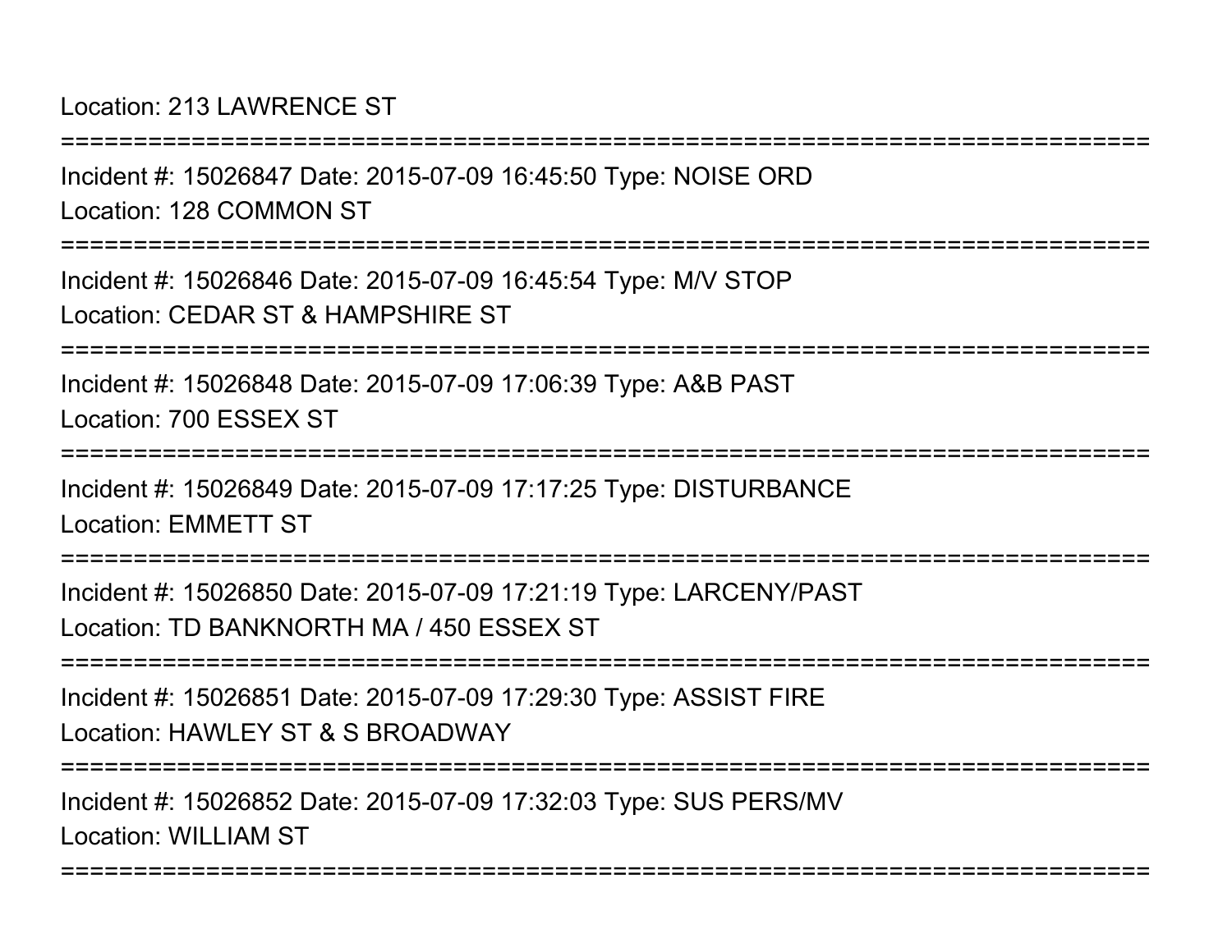Location: 213 LAWRENCE ST

===========================================================================

Incident #: 15026847 Date: 2015-07-09 16:45:50 Type: NOISE ORD

Location: 128 COMMON ST

===========================================================================

Incident #: 15026846 Date: 2015-07-09 16:45:54 Type: M/V STOP

Location: CEDAR ST & HAMPSHIRE ST

===========================================================================

Incident #: 15026848 Date: 2015-07-09 17:06:39 Type: A&B PAST

Location: 700 ESSEX ST

===========================================================================

Incident #: 15026849 Date: 2015-07-09 17:17:25 Type: DISTURBANCE

Location: EMMETT ST

===========================================================================

Incident #: 15026850 Date: 2015-07-09 17:21:19 Type: LARCENY/PAST

Location: TD BANKNORTH MA / 450 ESSEX ST

===========================================================================

Incident #: 15026851 Date: 2015-07-09 17:29:30 Type: ASSIST FIRE

Location: HAWLEY ST & S BROADWAY

===========================================================================

Incident #: 15026852 Date: 2015-07-09 17:32:03 Type: SUS PERS/MV

Location: WILLIAM ST

===========================================================================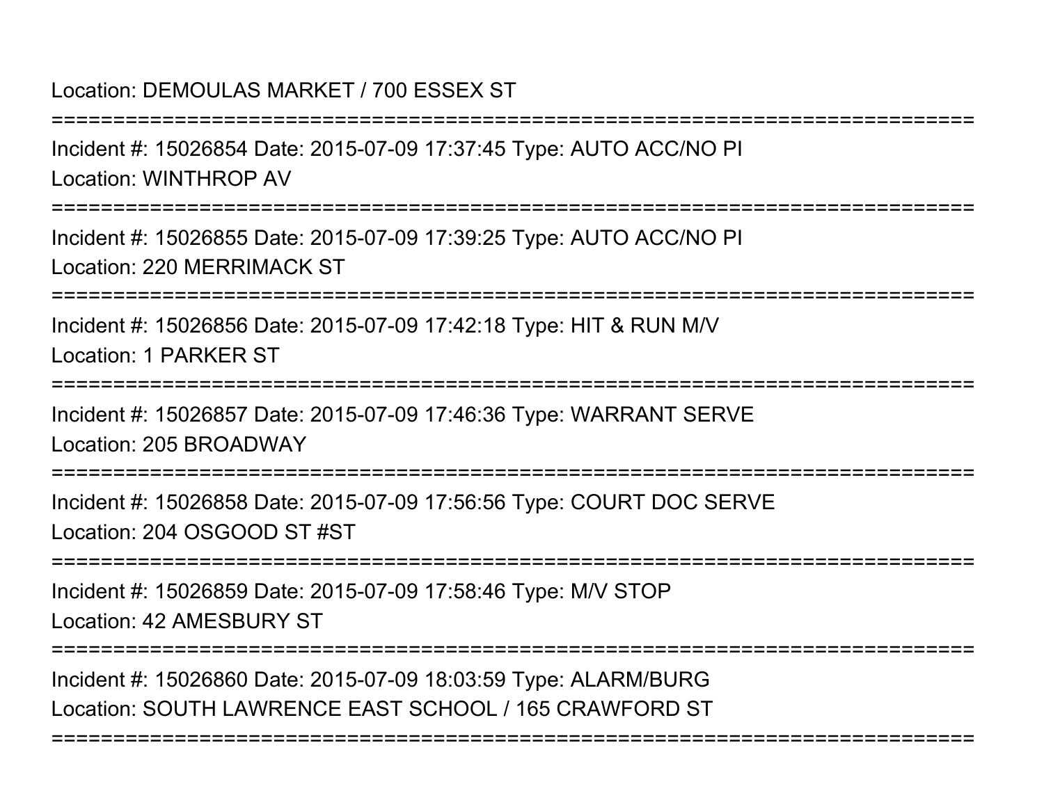Location: DEMOULAS MARKET / 700 ESSEX ST

===========================================================================

Incident #: 15026854 Date: 2015-07-09 17:37:45 Type: AUTO ACC/NO PI

Location: WINTHROP AV

===========================================================================

Incident #: 15026855 Date: 2015-07-09 17:39:25 Type: AUTO ACC/NO PI

Location: 220 MERRIMACK ST

===========================================================================

Incident #: 15026856 Date: 2015-07-09 17:42:18 Type: HIT & RUN M/V

Location: 1 PARKER ST

===========================================================================

Incident #: 15026857 Date: 2015-07-09 17:46:36 Type: WARRANT SERVE

Location: 205 BROADWAY

===========================================================================

Incident #: 15026858 Date: 2015-07-09 17:56:56 Type: COURT DOC SERVE

Location: 204 OSGOOD ST #ST

===========================================================================

Incident #: 15026859 Date: 2015-07-09 17:58:46 Type: M/V STOP

Location: 42 AMESBURY ST

===========================================================================

Incident #: 15026860 Date: 2015-07-09 18:03:59 Type: ALARM/BURG

Location: SOUTH LAWRENCE EAST SCHOOL / 165 CRAWFORD ST

===========================================================================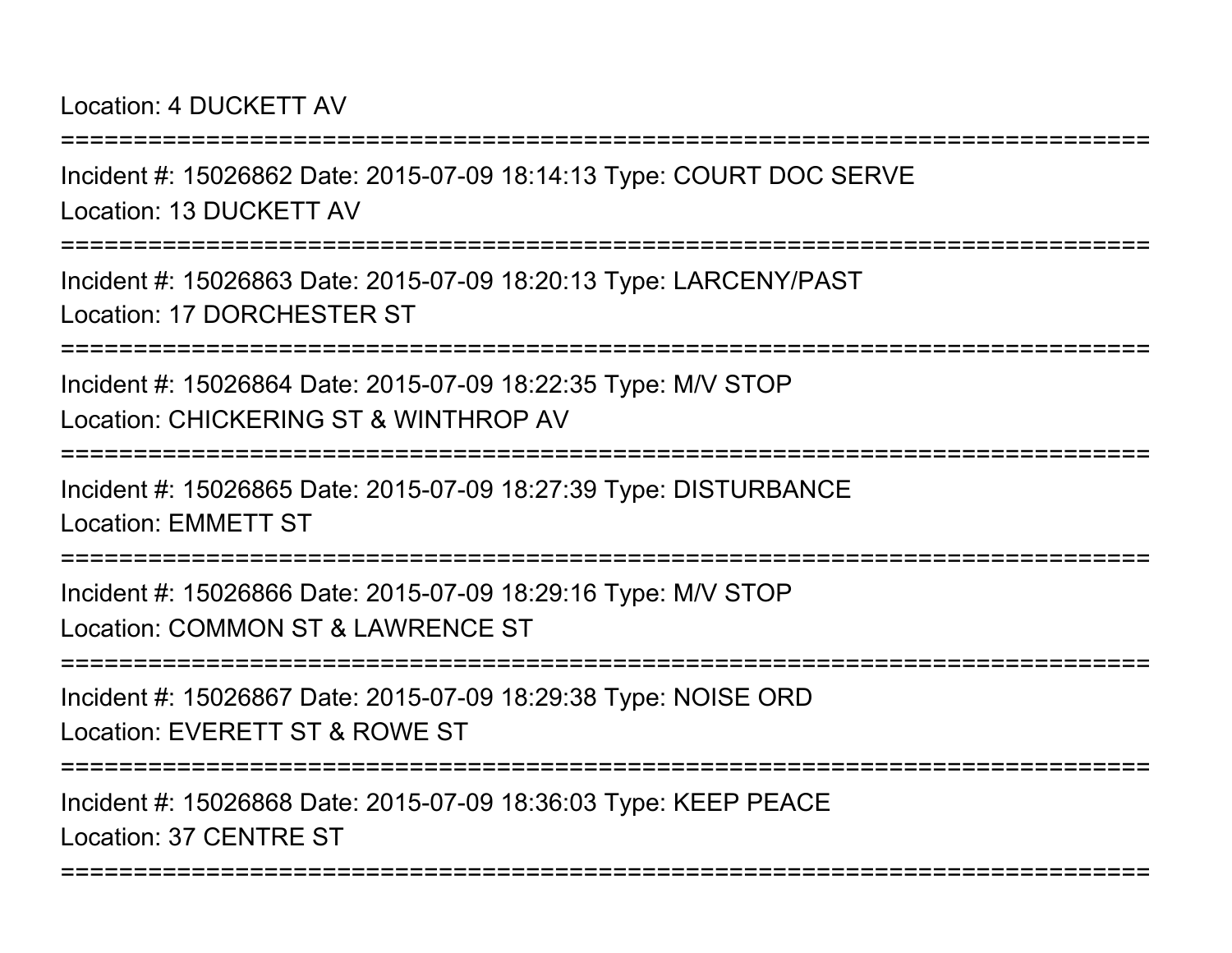Location: 4 DUCKETT AV

===========================================================================

Incident #: 15026862 Date: 2015-07-09 18:14:13 Type: COURT DOC SERVE

Location: 13 DUCKETT AV

===========================================================================

Incident #: 15026863 Date: 2015-07-09 18:20:13 Type: LARCENY/PAST

Location: 17 DORCHESTER ST

===========================================================================

Incident #: 15026864 Date: 2015-07-09 18:22:35 Type: M/V STOP

Location: CHICKERING ST & WINTHROP AV

===========================================================================

Incident #: 15026865 Date: 2015-07-09 18:27:39 Type: DISTURBANCE

Location: EMMETT ST

===========================================================================

Incident #: 15026866 Date: 2015-07-09 18:29:16 Type: M/V STOP

Location: COMMON ST & LAWRENCE ST

===========================================================================

Incident #: 15026867 Date: 2015-07-09 18:29:38 Type: NOISE ORD

Location: EVERETT ST & ROWE ST

===========================================================================

Incident #: 15026868 Date: 2015-07-09 18:36:03 Type: KEEP PEACE

Location: 37 CENTRE ST

===========================================================================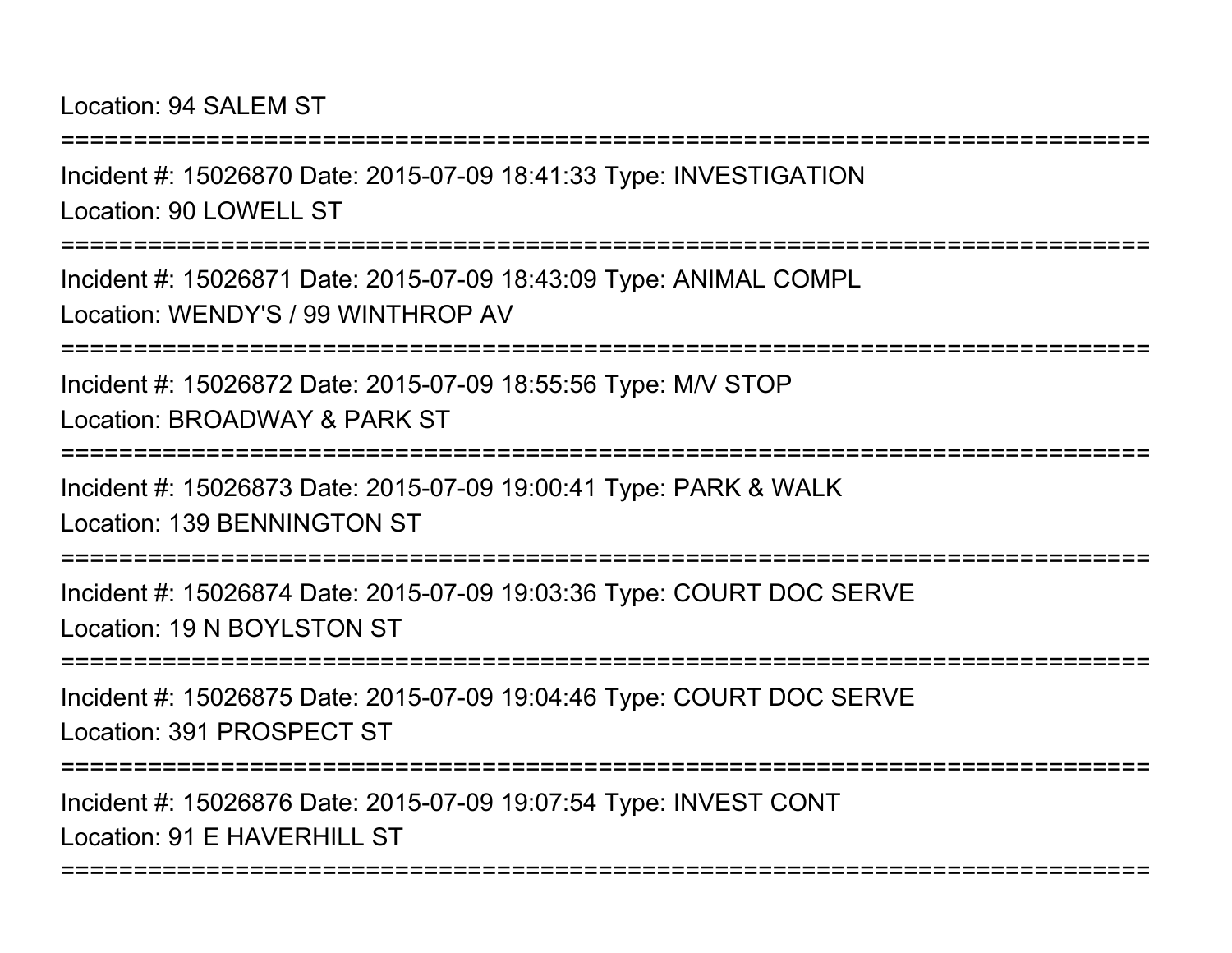Location: 94 SALEM ST

===========================================================================

Incident #: 15026870 Date: 2015-07-09 18:41:33 Type: INVESTIGATION

Location: 90 LOWELL ST

===========================================================================

Incident #: 15026871 Date: 2015-07-09 18:43:09 Type: ANIMAL COMPL

Location: WENDY'S / 99 WINTHROP AV

===========================================================================

Incident #: 15026872 Date: 2015-07-09 18:55:56 Type: M/V STOP

Location: BROADWAY & PARK ST

===========================================================================

Incident #: 15026873 Date: 2015-07-09 19:00:41 Type: PARK & WALK

Location: 139 BENNINGTON ST

===========================================================================

Incident #: 15026874 Date: 2015-07-09 19:03:36 Type: COURT DOC SERVE

Location: 19 N BOYLSTON ST

===========================================================================

Incident #: 15026875 Date: 2015-07-09 19:04:46 Type: COURT DOC SERVE

Location: 391 PROSPECT ST

===========================================================================

Incident #: 15026876 Date: 2015-07-09 19:07:54 Type: INVEST CONT

Location: 91 E HAVERHILL ST

===========================================================================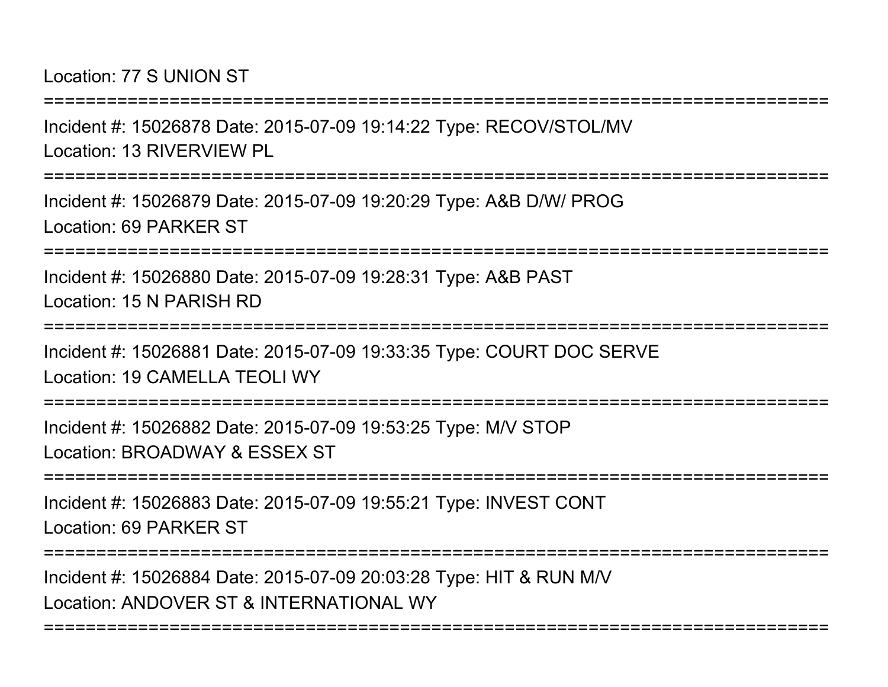Location: 77 S UNION ST

===========================================================================

Incident #: 15026878 Date: 2015-07-09 19:14:22 Type: RECOV/STOL/MV

Location: 13 RIVERVIEW PL

===========================================================================

Incident #: 15026879 Date: 2015-07-09 19:20:29 Type: A&B D/W/ PROG

Location: 69 PARKER ST

===========================================================================

Incident #: 15026880 Date: 2015-07-09 19:28:31 Type: A&B PAST

Location: 15 N PARISH RD

===========================================================================

Incident #: 15026881 Date: 2015-07-09 19:33:35 Type: COURT DOC SERVE

Location: 19 CAMELLA TEOLI WY

===========================================================================

Incident #: 15026882 Date: 2015-07-09 19:53:25 Type: M/V STOP

Location: BROADWAY & ESSEX ST

===========================================================================

Incident #: 15026883 Date: 2015-07-09 19:55:21 Type: INVEST CONT

Location: 69 PARKER ST

===========================================================================

Incident #: 15026884 Date: 2015-07-09 20:03:28 Type: HIT & RUN M/V

Location: ANDOVER ST & INTERNATIONAL WY

===========================================================================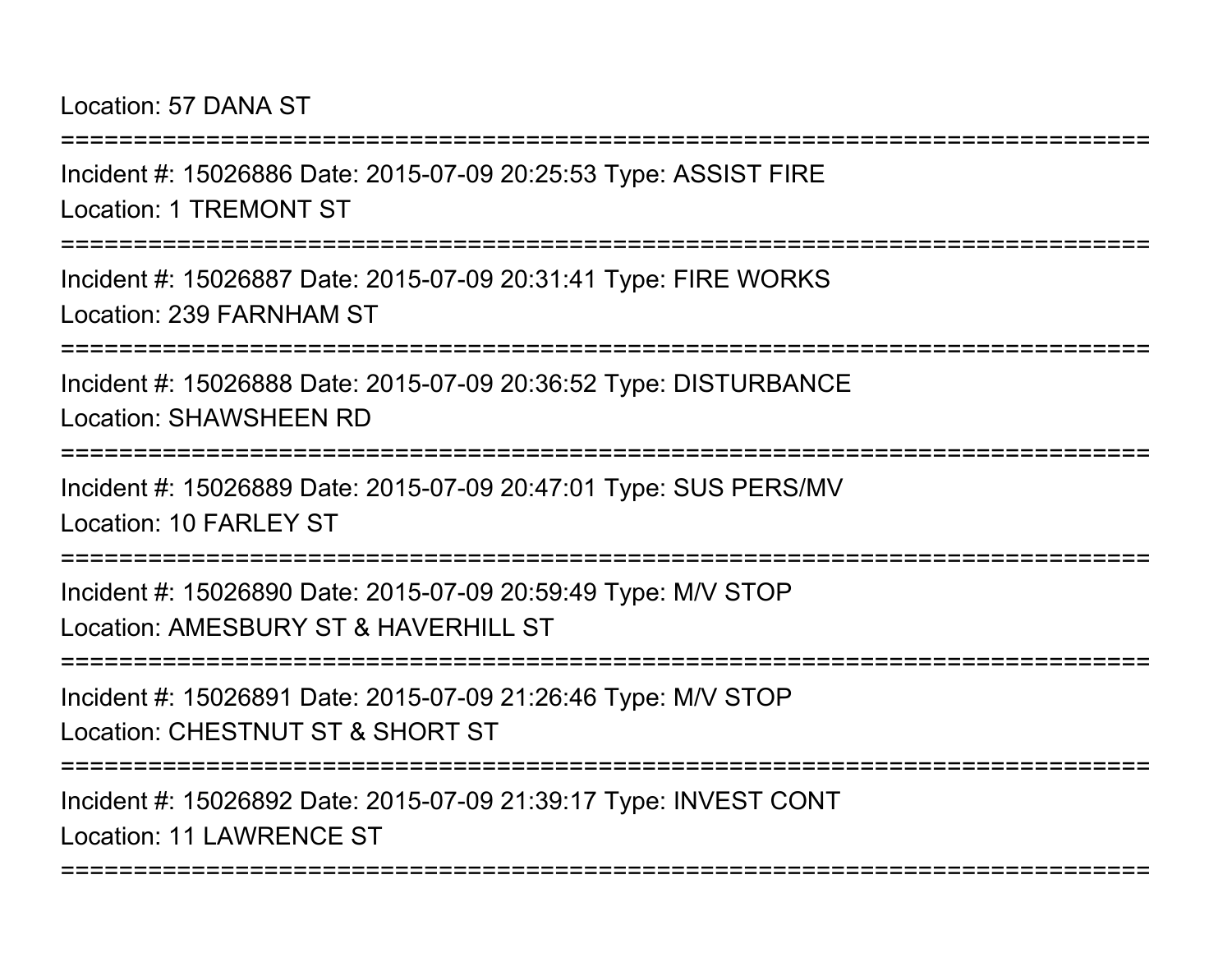Location: 57 DANA ST

===========================================================================

Incident #: 15026886 Date: 2015-07-09 20:25:53 Type: ASSIST FIRE
Location: 1 TREMONT ST

===========================================================================

Incident #: 15026887 Date: 2015-07-09 20:31:41 Type: FIRE WORKS
Location: 239 FARNHAM ST

===========================================================================

Incident #: 15026888 Date: 2015-07-09 20:36:52 Type: DISTURBANCE
Location: SHAWSHEEN RD

===========================================================================

Incident #: 15026889 Date: 2015-07-09 20:47:01 Type: SUS PERS/MV
Location: 10 FARLEY ST

===========================================================================

Incident #: 15026890 Date: 2015-07-09 20:59:49 Type: M/V STOP
Location: AMESBURY ST & HAVERHILL ST

===========================================================================

Incident #: 15026891 Date: 2015-07-09 21:26:46 Type: M/V STOP
Location: CHESTNUT ST & SHORT ST

===========================================================================

Incident #: 15026892 Date: 2015-07-09 21:39:17 Type: INVEST CONT
Location: 11 LAWRENCE ST

===========================================================================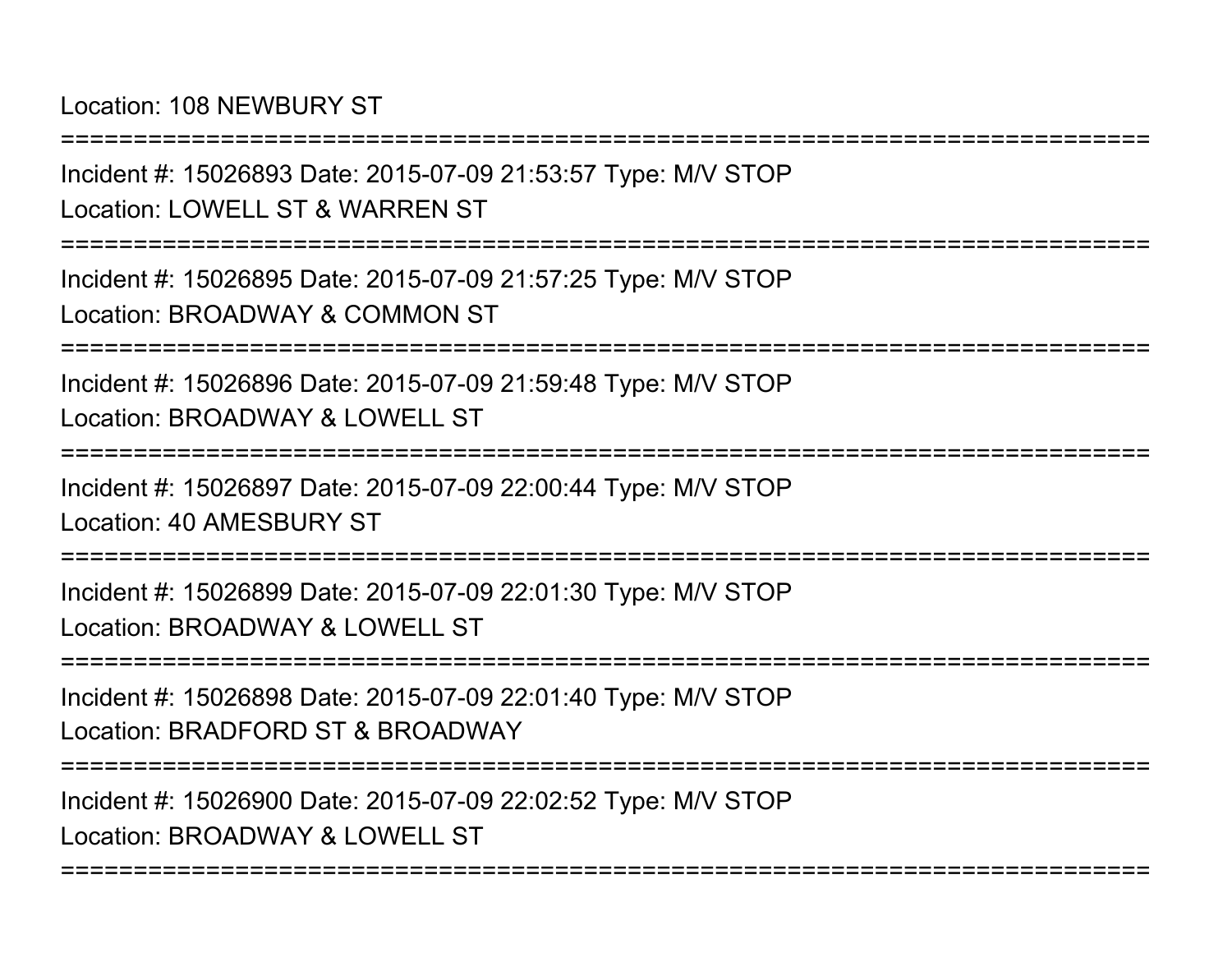Location: 108 NEWBURY ST

===========================================================================

Incident #: 15026893 Date: 2015-07-09 21:53:57 Type: M/V STOP

Location: LOWELL ST & WARREN ST

===========================================================================

Incident #: 15026895 Date: 2015-07-09 21:57:25 Type: M/V STOP

Location: BROADWAY & COMMON ST

===========================================================================

Incident #: 15026896 Date: 2015-07-09 21:59:48 Type: M/V STOP

Location: BROADWAY & LOWELL ST

===========================================================================

Incident #: 15026897 Date: 2015-07-09 22:00:44 Type: M/V STOP

Location: 40 AMESBURY ST

===========================================================================

Incident #: 15026899 Date: 2015-07-09 22:01:30 Type: M/V STOP

Location: BROADWAY & LOWELL ST

===========================================================================

Incident #: 15026898 Date: 2015-07-09 22:01:40 Type: M/V STOP

Location: BRADFORD ST & BROADWAY

===========================================================================

Incident #: 15026900 Date: 2015-07-09 22:02:52 Type: M/V STOP

Location: BROADWAY & LOWELL ST

===========================================================================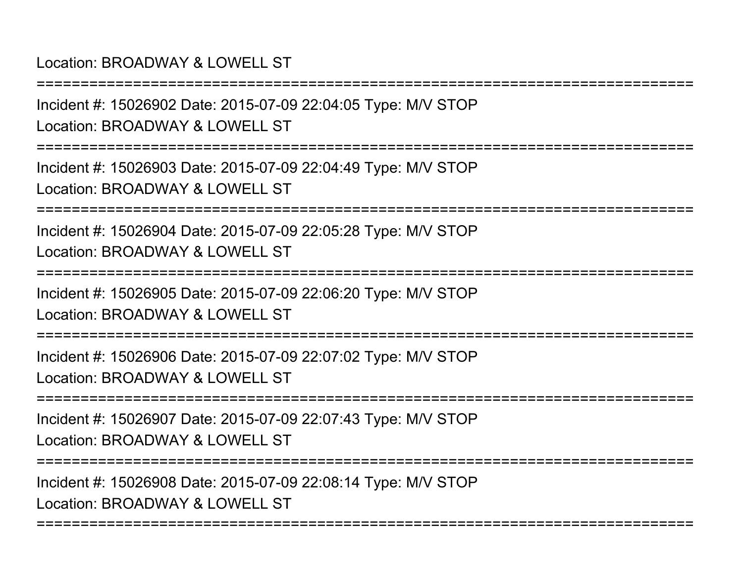Location: BROADWAY & LOWELL ST

===========================================================================

Incident #: 15026902 Date: 2015-07-09 22:04:05 Type: M/V STOP

Location: BROADWAY & LOWELL ST

===========================================================================

Incident #: 15026903 Date: 2015-07-09 22:04:49 Type: M/V STOP

Location: BROADWAY & LOWELL ST

===========================================================================

Incident #: 15026904 Date: 2015-07-09 22:05:28 Type: M/V STOP

Location: BROADWAY & LOWELL ST

===========================================================================

Incident #: 15026905 Date: 2015-07-09 22:06:20 Type: M/V STOP

Location: BROADWAY & LOWELL ST

===========================================================================

Incident #: 15026906 Date: 2015-07-09 22:07:02 Type: M/V STOP

Location: BROADWAY & LOWELL ST

===========================================================================

Incident #: 15026907 Date: 2015-07-09 22:07:43 Type: M/V STOP

Location: BROADWAY & LOWELL ST

===========================================================================

Incident #: 15026908 Date: 2015-07-09 22:08:14 Type: M/V STOP

Location: BROADWAY & LOWELL ST

===========================================================================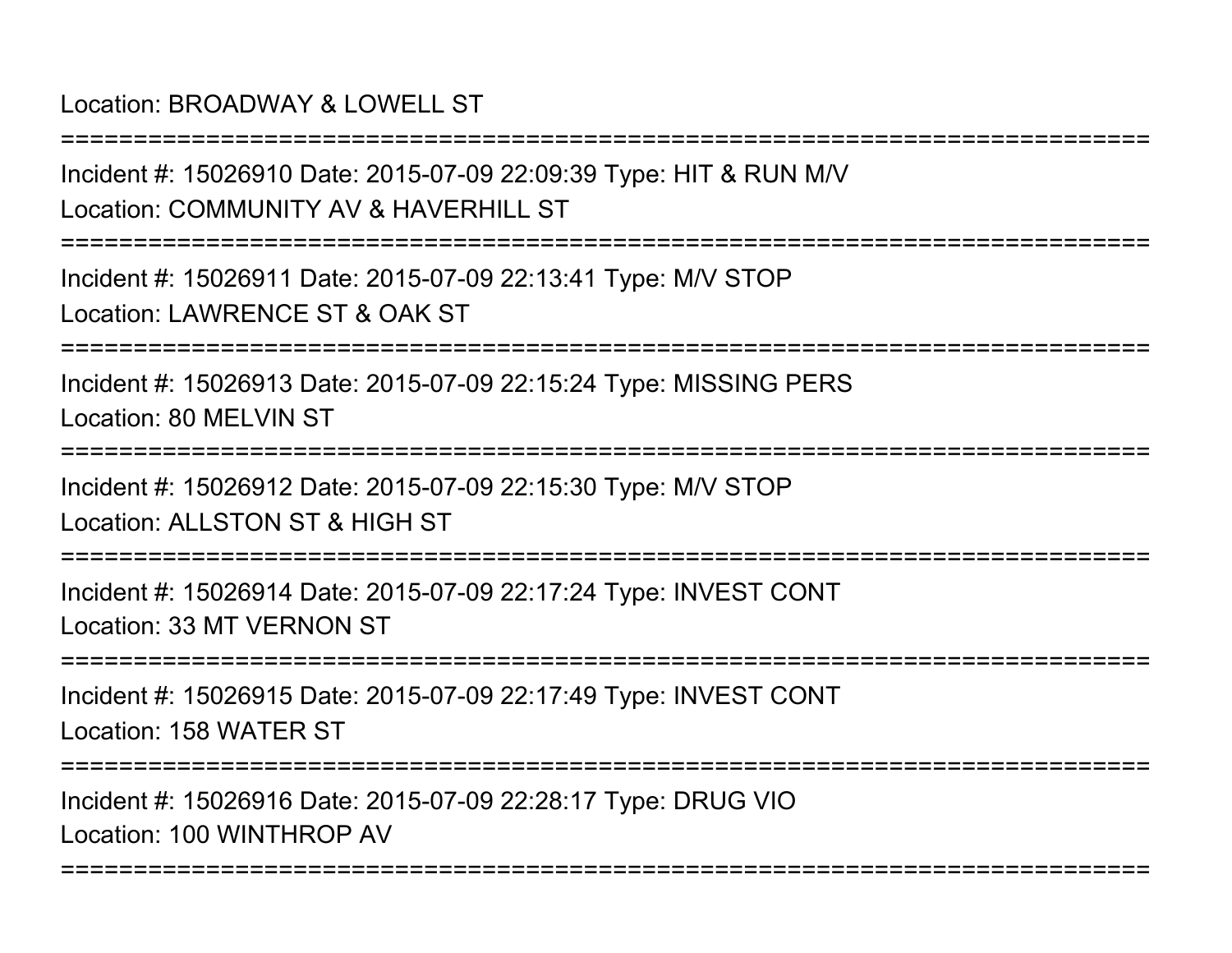Location: BROADWAY & LOWELL ST

===========================================================================

Incident #: 15026910 Date: 2015-07-09 22:09:39 Type: HIT & RUN M/V

Location: COMMUNITY AV & HAVERHILL ST

===========================================================================

Incident #: 15026911 Date: 2015-07-09 22:13:41 Type: M/V STOP

Location: LAWRENCE ST & OAK ST

===========================================================================

Incident #: 15026913 Date: 2015-07-09 22:15:24 Type: MISSING PERS

Location: 80 MELVIN ST

===========================================================================

Incident #: 15026912 Date: 2015-07-09 22:15:30 Type: M/V STOP

Location: ALLSTON ST & HIGH ST

===========================================================================

Incident #: 15026914 Date: 2015-07-09 22:17:24 Type: INVEST CONT

Location: 33 MT VERNON ST

===========================================================================

Incident #: 15026915 Date: 2015-07-09 22:17:49 Type: INVEST CONT

Location: 158 WATER ST

===========================================================================

Incident #: 15026916 Date: 2015-07-09 22:28:17 Type: DRUG VIO

Location: 100 WINTHROP AV

===========================================================================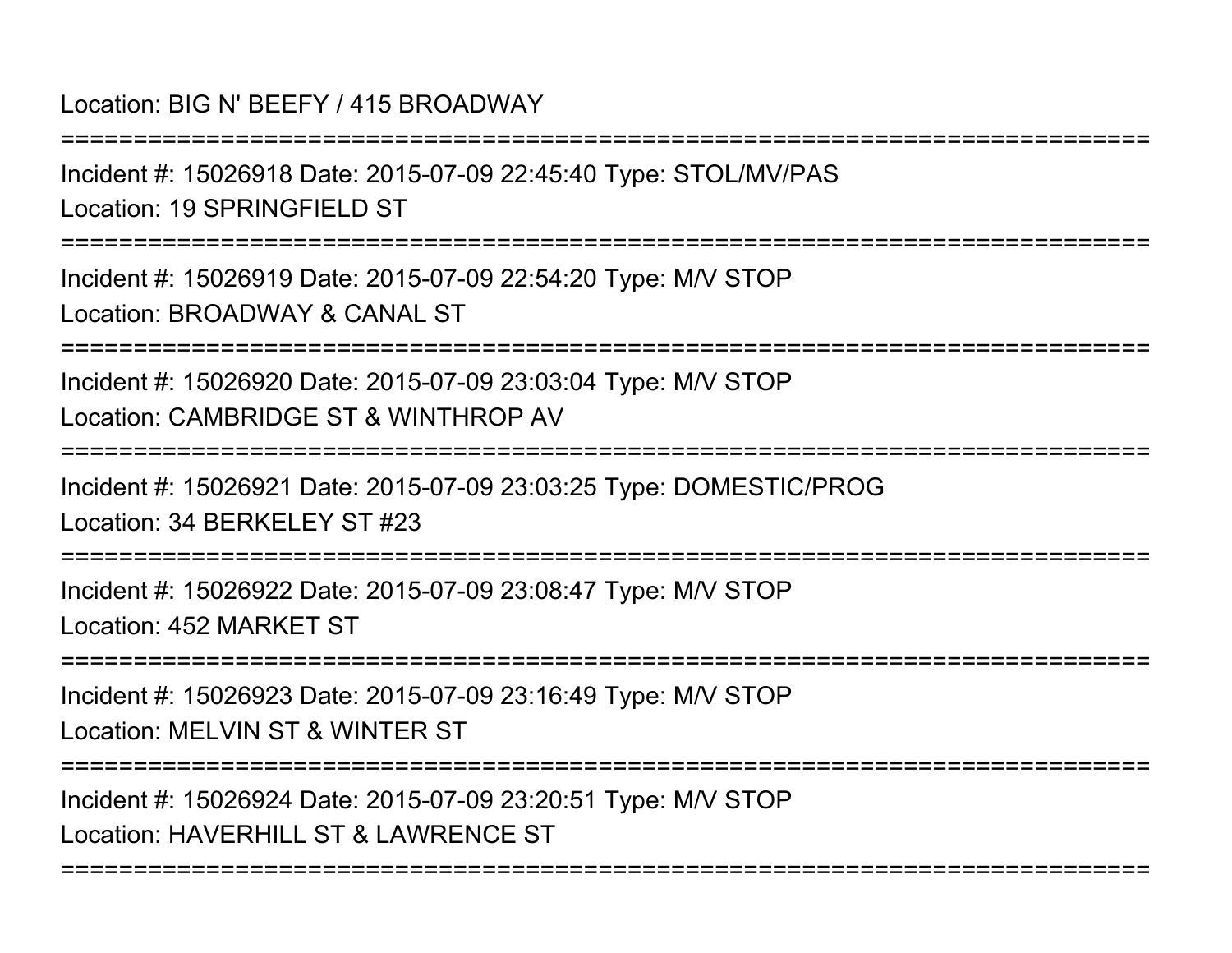Location: BIG N' BEEFY / 415 BROADWAY

===========================================================================

Incident #: 15026918 Date: 2015-07-09 22:45:40 Type: STOL/MV/PAS

Location: 19 SPRINGFIELD ST

===========================================================================

Incident #: 15026919 Date: 2015-07-09 22:54:20 Type: M/V STOP

Location: BROADWAY & CANAL ST

===========================================================================

Incident #: 15026920 Date: 2015-07-09 23:03:04 Type: M/V STOP

Location: CAMBRIDGE ST & WINTHROP AV

===========================================================================

Incident #: 15026921 Date: 2015-07-09 23:03:25 Type: DOMESTIC/PROG

Location: 34 BERKELEY ST #23

===========================================================================

Incident #: 15026922 Date: 2015-07-09 23:08:47 Type: M/V STOP

Location: 452 MARKET ST

===========================================================================

Incident #: 15026923 Date: 2015-07-09 23:16:49 Type: M/V STOP

Location: MELVIN ST & WINTER ST

===========================================================================

Incident #: 15026924 Date: 2015-07-09 23:20:51 Type: M/V STOP

Location: HAVERHILL ST & LAWRENCE ST

===========================================================================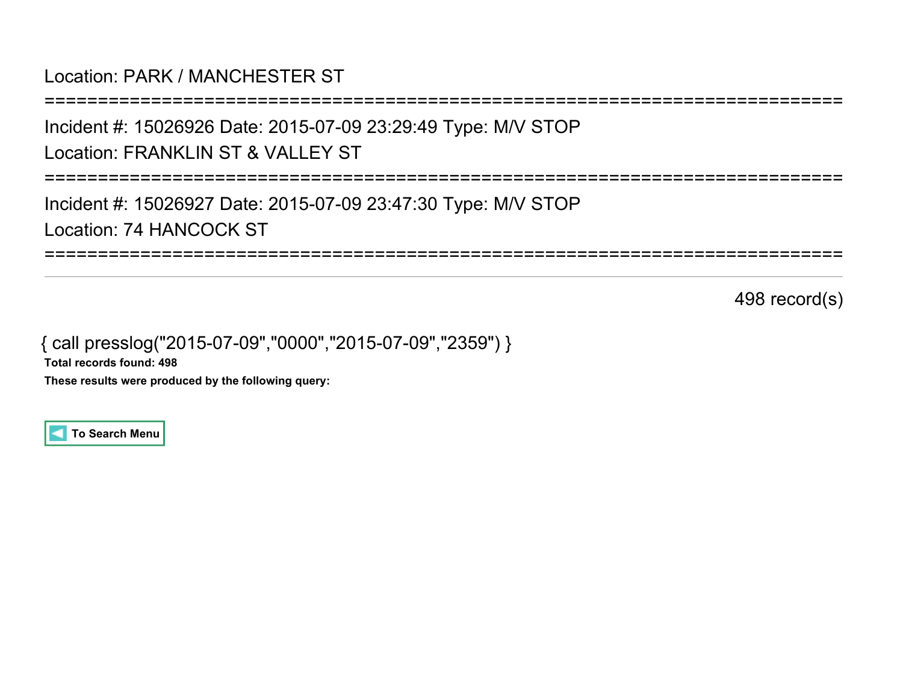Location: PARK / MANCHESTER ST

===========================================================================

Incident #: 15026926 Date: 2015-07-09 23:29:49 Type: M/V STOP

Location: FRANKLIN ST & VALLEY ST

===========================================================================

Incident #: 15026927 Date: 2015-07-09 23:47:30 Type: M/V STOP

Location: 74 HANCOCK ST

===========================================================================

---

498 record(s)

{ call presslog("2015-07-09","0000","2015-07-09","2359") }

**Total records found: 498**

**These results were produced by the following query:**

**To Search Menu**